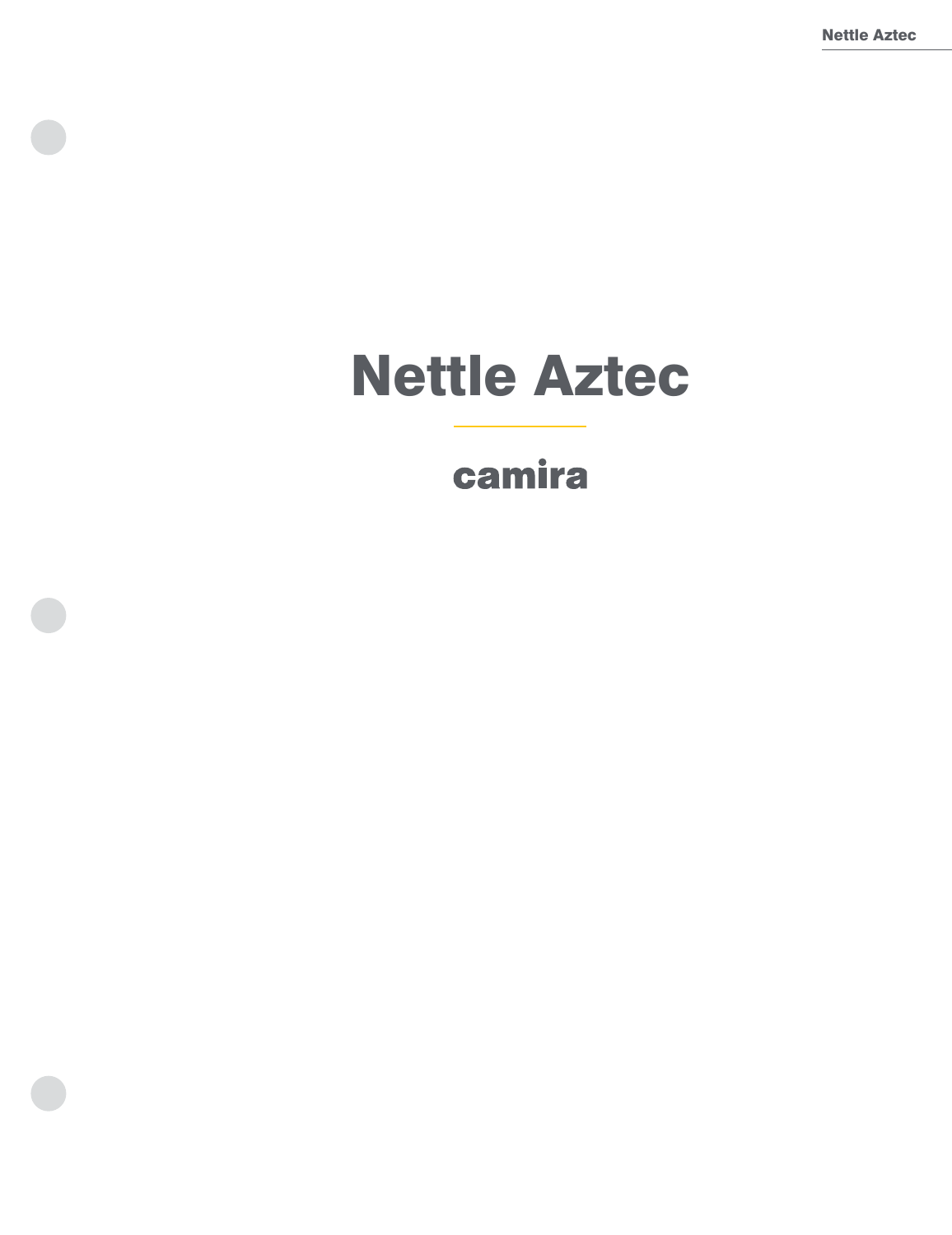# Nettle Aztec

camira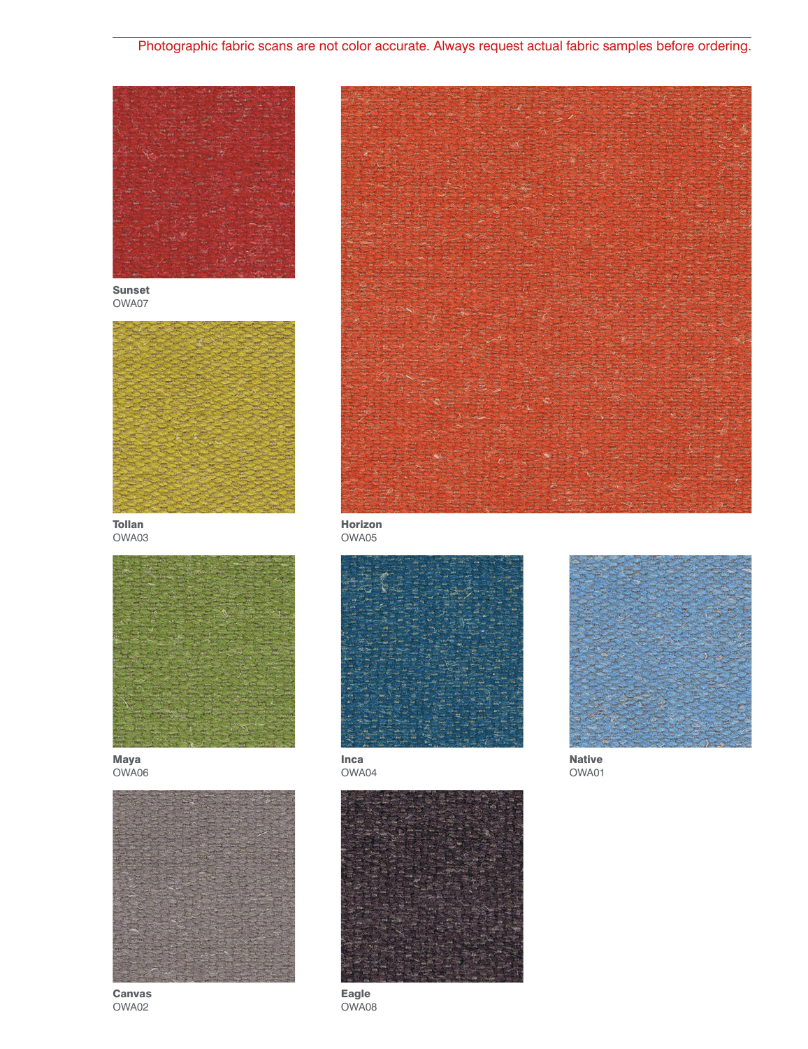Photographic fabric scans are not color accurate. Always request actual fabric samples before ordering.

**Sunset**
OWA07

**Tollan**
OWA03

**Horizon**
OWA05

**Maya**
OWA06

**Inca**
OWA04

**Native**
OWA01

**Canvas**
OWA02

**Eagle**
OWA08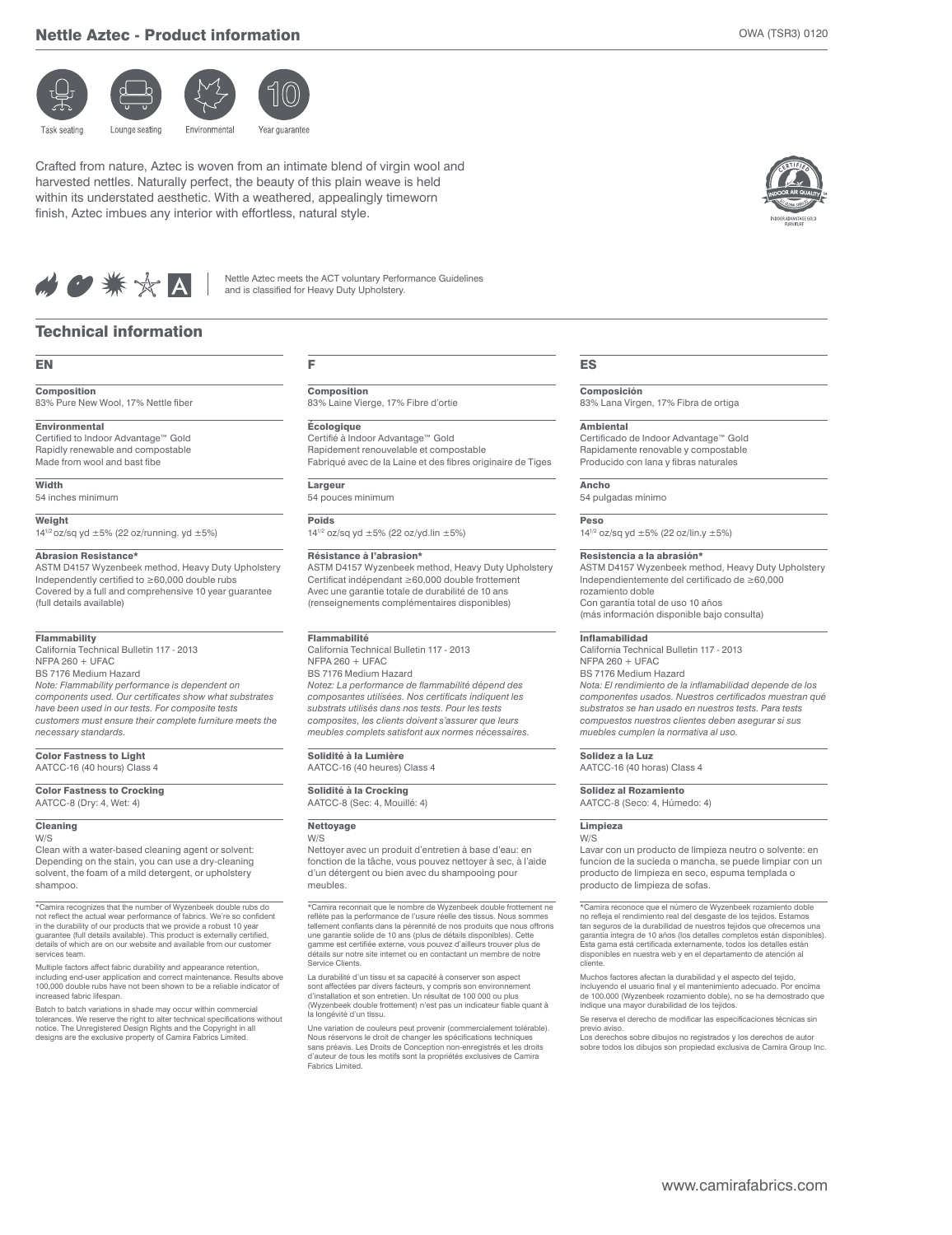## Nettle Aztec - Product information

OWA (TSR3) 0120

Task seating

Lounge seating

Environmental

Year guarantee

Crafted from nature, Aztec is woven from an intimate blend of virgin wool and harvested nettles. Naturally perfect, the beauty of this plain weave is held within its understated aesthetic. With a weathered, appealingly timeworn finish, Aztec imbues any interior with effortless, natural style.

Nettle Aztec meets the ACT voluntary Performance Guidelines and is classified for Heavy Duty Upholstery.

## Technical information

### EN

**Composition**
83% Pure New Wool, 17% Nettle fiber

**Environmental**
Certified to Indoor Advantage™ Gold
Rapidly renewable and compostable
Made from wool and bast fibe

**Width**
54 inches minimum

**Weight**
14½ oz/sq yd ±5% (22 oz/running. yd ±5%)

**Abrasion Resistance***
ASTM D4157 Wyzenbeek method, Heavy Duty Upholstery
Independently certified to ≥60,000 double rubs
Covered by a full and comprehensive 10 year guarantee (full details available)

**Flammability**
California Technical Bulletin 117 - 2013
NFPA 260 + UFAC
BS 7176 Medium Hazard
*Note: Flammability performance is dependent on components used. Our certificates show what substrates have been used in our tests. For composite tests customers must ensure their complete furniture meets the necessary standards.*

**Color Fastness to Light**
AATCC-16 (40 hours) Class 4

**Color Fastness to Crocking**
AATCC-8 (Dry: 4, Wet: 4)

**Cleaning**
W/S
Clean with a water-based cleaning agent or solvent: Depending on the stain, you can use a dry-cleaning solvent, the foam of a mild detergent, or upholstery shampoo.

*Camira recognizes that the number of Wyzenbeek double rubs do not reflect the actual wear performance of fabrics. We're so confident in the durability of our products that we provide a robust 10 year guarantee (full details available). This product is externally certified, details of which are on our website and available from our customer services team.

Multiple factors affect fabric durability and appearance retention, including end-user application and correct maintenance. Results above 100,000 double rubs have not been shown to be a reliable indicator of increased fabric lifespan.

Batch to batch variations in shade may occur within commercial tolerances. We reserve the right to alter technical specifications without notice. The Unregistered Design Rights and the Copyright in all designs are the exclusive property of Camira Fabrics Limited.

### F

**Composition**
83% Laine Vierge, 17% Fibre d'ortie

**Écologique**
Certifié à Indoor Advantage™ Gold
Rapidement renouvelable et compostable
Fabriqué avec de la Laine et des fibres originaire de Tiges

**Largeur**
54 pouces minimum

**Poids**
14½ oz/sq yd ±5% (22 oz/yd.lin ±5%)

**Résistance à l'abrasion***
ASTM D4157 Wyzenbeek method, Heavy Duty Upholstery
Certificat indépendant ≥60,000 double frottement
Avec une garantie totale de durabilité de 10 ans (renseignements complémentaires disponibles)

**Flammabilité**
California Technical Bulletin 117 - 2013
NFPA 260 + UFAC
BS 7176 Medium Hazard
*Notez: La performance de flammabilité dépend des composantes utilisées. Nos certificats indiquent les substrats utilisés dans nos tests. Pour les tests composites, les clients doivent s'assurer que leurs meubles complets satisfont aux normes nécessaires.*

**Solidité à la Lumière**
AATCC-16 (40 heures) Class 4

**Solidité à la Crocking**
AATCC-8 (Sec: 4, Mouillé: 4)

**Nettoyage**
W/S
Nettoyer avec un produit d'entretien à base d'eau: en fonction de la tâche, vous pouvez nettoyer à sec, à l'aide d'un détergent ou bien avec du shampooing pour meubles.

*Camira reconnait que le nombre de Wyzenbeek double frottement ne reflète pas la performance de l'usure réelle des tissus. Nous sommes tellement confiants dans la pérennité de nos produits que nous offrons une garantie solide de 10 ans (plus de détails disponibles). Cette gamme est certifiée externe, vous pouvez d'ailleurs trouver plus de détails sur notre site internet ou en contactant un membre de notre Service Clients.

La durabilité d'un tissu et sa capacité à conserver son aspect sont affectées par divers facteurs, y compris son environnement d'installation et son entretien. Un résultat de 100 000 ou plus (Wyzenbeek double frottement) n'est pas un indicateur fiable quant à la longévité d'un tissu.

Une variation de couleurs peut provenir (commercialement tolérable). Nous réservons le droit de changer les spécifications techniques sans préavis. Les Droits de Conception non-enregistrés et les droits d'auteur de tous les motifs sont la propriétés exclusives de Camira Fabrics Limited.

### ES

**Composición**
83% Lana Virgen, 17% Fibra de ortiga

**Ambiental**
Certificado de Indoor Advantage™ Gold
Rapidamente renovable y compostable
Producido con lana y fibras naturales

**Ancho**
54 pulgadas mínimo

**Peso**
14½ oz/sq yd ±5% (22 oz/lin.y ±5%)

**Resistencia a la abrasión***
ASTM D4157 Wyzenbeek method, Heavy Duty Upholstery
Independientemente del certificado de ≥60,000 rozamiento doble
Con garantía total de uso 10 años
(más información disponible bajo consulta)

**Inflamabilidad**
California Technical Bulletin 117 - 2013
NFPA 260 + UFAC
BS 7176 Medium Hazard
*Nota: El rendimiento de la inflamabilidad depende de los componentes usados. Nuestros certificados muestran qué substratos se han usado en nuestros tests. Para tests compuestos nuestros clientes deben asegurar si sus muebles cumplen la normativa al uso.*

**Solidez a la Luz**
AATCC-16 (40 horas) Class 4

**Solidez al Rozamiento**
AATCC-8 (Seco: 4, Húmedo: 4)

**Limpieza**
W/S
Lavar con un producto de limpieza neutro o solvente: en funcion de la sucieda o mancha, se puede limpiar con un producto de limpieza en seco, espuma templada o producto de limpieza de sofas.

*Camira reconoce que el número de Wyzenbeek rozamiento doble no refleja el rendimiento real del desgaste de los tejidos. Estamos tan seguros de la durabilidad de nuestros tejidos que ofrecemos una garantía integra de 10 años (los detalles completos están disponibles). Esta gama está certificada externamente, todos los detalles están disponibles en nuestra web y en el departamento de atención al cliente.

Muchos factores afectan la durabilidad y el aspecto del tejido, incluyendo el usuario final y el mantenimiento adecuado. Por encima de 100.000 (Wyzenbeek rozamiento doble), no se ha demostrado que indique una mayor durabilidad de los tejidos.

Se reserva el derecho de modificar las especificaciones técnicas sin previo aviso.
Los derechos sobre dibujos no registrados y los derechos de autor sobre todos los dibujos son propiedad exclusiva de Camira Group Inc.

www.camirafabrics.com